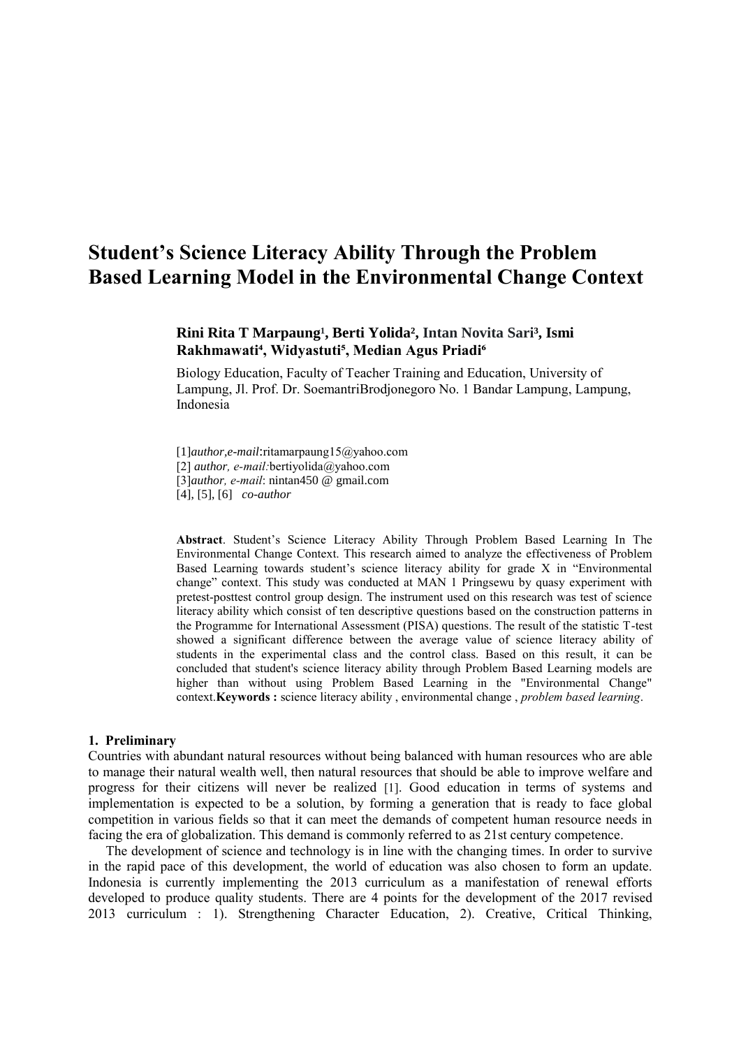# Student's Science Literacy Ability Through the Problem Based Learning Model in the Environmental Change Context

**Rini Rita T Marpaung[1], Berti Yolida[2], Intan Novita Sari[3], Ismi Rakhmawati[4], Widyastuti[5], Median Agus Priadi[6]**

Biology Education, Faculty of Teacher Training and Education, University of Lampung, Jl. Prof. Dr. SoemantriBrodjonegoro No. 1 Bandar Lampung, Lampung, Indonesia

[1]*author,e-mail*:ritamarpaung15@yahoo.com
[2] *author, e-mail:*bertiyolida@yahoo.com
[3]*author, e-mail*: nintan450 @ gmail.com
[4], [5], [6] *co-author*

**Abstract**. Student's Science Literacy Ability Through Problem Based Learning In The Environmental Change Context. This research aimed to analyze the effectiveness of Problem Based Learning towards student's science literacy ability for grade X in "Environmental change" context. This study was conducted at MAN 1 Pringsewu by quasy experiment with pretest-posttest control group design. The instrument used on this research was test of science literacy ability which consist of ten descriptive questions based on the construction patterns in the Programme for International Assessment (PISA) questions. The result of the statistic T-test showed a significant difference between the average value of science literacy ability of students in the experimental class and the control class. Based on this result, it can be concluded that student's science literacy ability through Problem Based Learning models are higher than without using Problem Based Learning in the "Environmental Change" context.**Keywords :** science literacy ability , environmental change , *problem based learning*.

## 1. Preliminary

Countries with abundant natural resources without being balanced with human resources who are able to manage their natural wealth well, then natural resources that should be able to improve welfare and progress for their citizens will never be realized [1]. Good education in terms of systems and implementation is expected to be a solution, by forming a generation that is ready to face global competition in various fields so that it can meet the demands of competent human resource needs in facing the era of globalization. This demand is commonly referred to as 21st century competence.

The development of science and technology is in line with the changing times. In order to survive in the rapid pace of this development, the world of education was also chosen to form an update. Indonesia is currently implementing the 2013 curriculum as a manifestation of renewal efforts developed to produce quality students. There are 4 points for the development of the 2017 revised 2013 curriculum : 1). Strengthening Character Education, 2). Creative, Critical Thinking,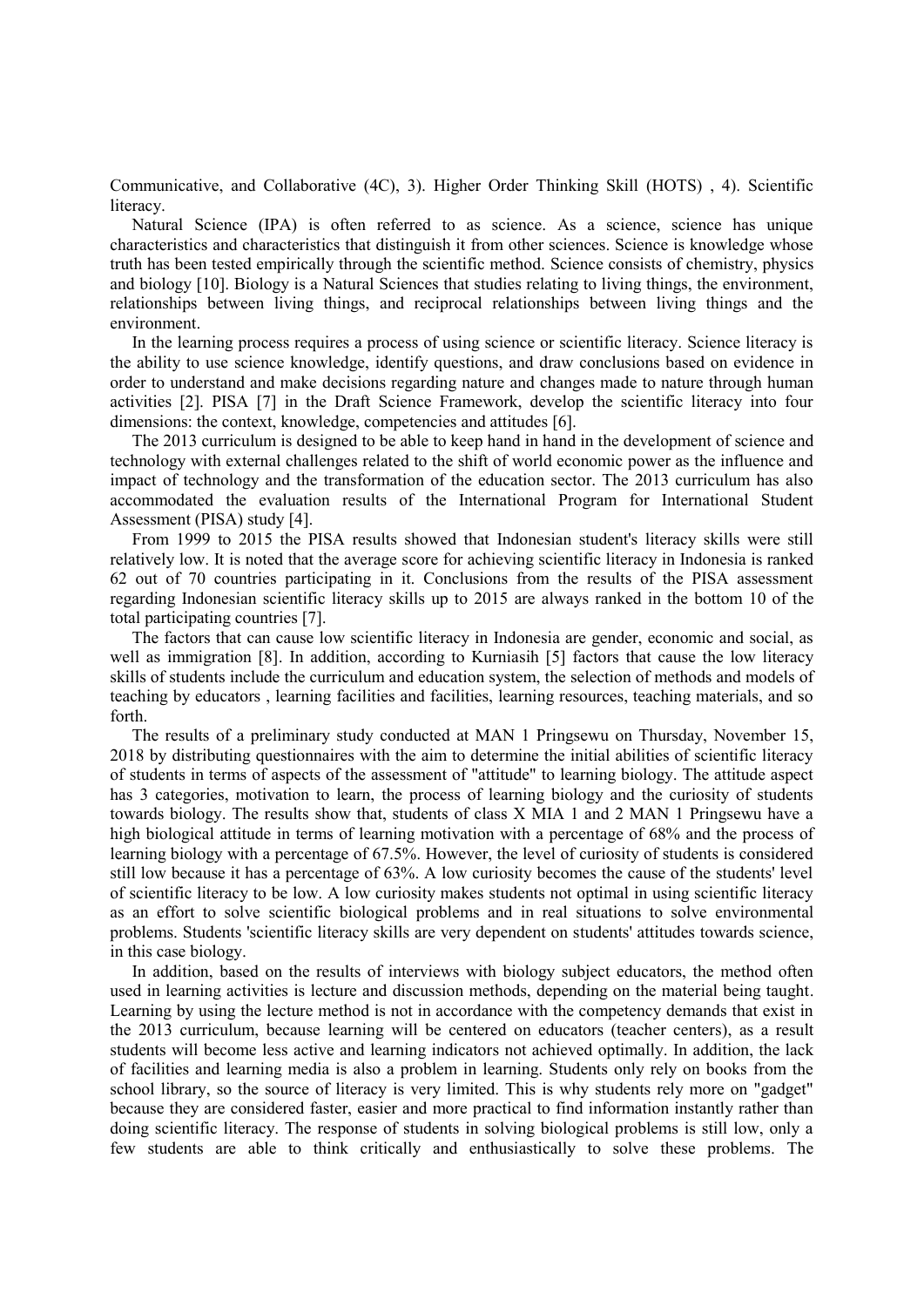Communicative, and Collaborative (4C), 3). Higher Order Thinking Skill (HOTS) , 4). Scientific literacy.

Natural Science (IPA) is often referred to as science. As a science, science has unique characteristics and characteristics that distinguish it from other sciences. Science is knowledge whose truth has been tested empirically through the scientific method. Science consists of chemistry, physics and biology [10]. Biology is a Natural Sciences that studies relating to living things, the environment, relationships between living things, and reciprocal relationships between living things and the environment.

In the learning process requires a process of using science or scientific literacy. Science literacy is the ability to use science knowledge, identify questions, and draw conclusions based on evidence in order to understand and make decisions regarding nature and changes made to nature through human activities [2]. PISA [7] in the Draft Science Framework, develop the scientific literacy into four dimensions: the context, knowledge, competencies and attitudes [6].

The 2013 curriculum is designed to be able to keep hand in hand in the development of science and technology with external challenges related to the shift of world economic power as the influence and impact of technology and the transformation of the education sector. The 2013 curriculum has also accommodated the evaluation results of the International Program for International Student Assessment (PISA) study [4].

From 1999 to 2015 the PISA results showed that Indonesian student's literacy skills were still relatively low. It is noted that the average score for achieving scientific literacy in Indonesia is ranked 62 out of 70 countries participating in it. Conclusions from the results of the PISA assessment regarding Indonesian scientific literacy skills up to 2015 are always ranked in the bottom 10 of the total participating countries [7].

The factors that can cause low scientific literacy in Indonesia are gender, economic and social, as well as immigration [8]. In addition, according to Kurniasih [5] factors that cause the low literacy skills of students include the curriculum and education system, the selection of methods and models of teaching by educators , learning facilities and facilities, learning resources, teaching materials, and so forth.

The results of a preliminary study conducted at MAN 1 Pringsewu on Thursday, November 15, 2018 by distributing questionnaires with the aim to determine the initial abilities of scientific literacy of students in terms of aspects of the assessment of "attitude" to learning biology. The attitude aspect has 3 categories, motivation to learn, the process of learning biology and the curiosity of students towards biology. The results show that, students of class X MIA 1 and 2 MAN 1 Pringsewu have a high biological attitude in terms of learning motivation with a percentage of 68% and the process of learning biology with a percentage of 67.5%. However, the level of curiosity of students is considered still low because it has a percentage of 63%. A low curiosity becomes the cause of the students' level of scientific literacy to be low. A low curiosity makes students not optimal in using scientific literacy as an effort to solve scientific biological problems and in real situations to solve environmental problems. Students 'scientific literacy skills are very dependent on students' attitudes towards science, in this case biology.

In addition, based on the results of interviews with biology subject educators, the method often used in learning activities is lecture and discussion methods, depending on the material being taught. Learning by using the lecture method is not in accordance with the competency demands that exist in the 2013 curriculum, because learning will be centered on educators (teacher centers), as a result students will become less active and learning indicators not achieved optimally. In addition, the lack of facilities and learning media is also a problem in learning. Students only rely on books from the school library, so the source of literacy is very limited. This is why students rely more on "gadget" because they are considered faster, easier and more practical to find information instantly rather than doing scientific literacy. The response of students in solving biological problems is still low, only a few students are able to think critically and enthusiastically to solve these problems. The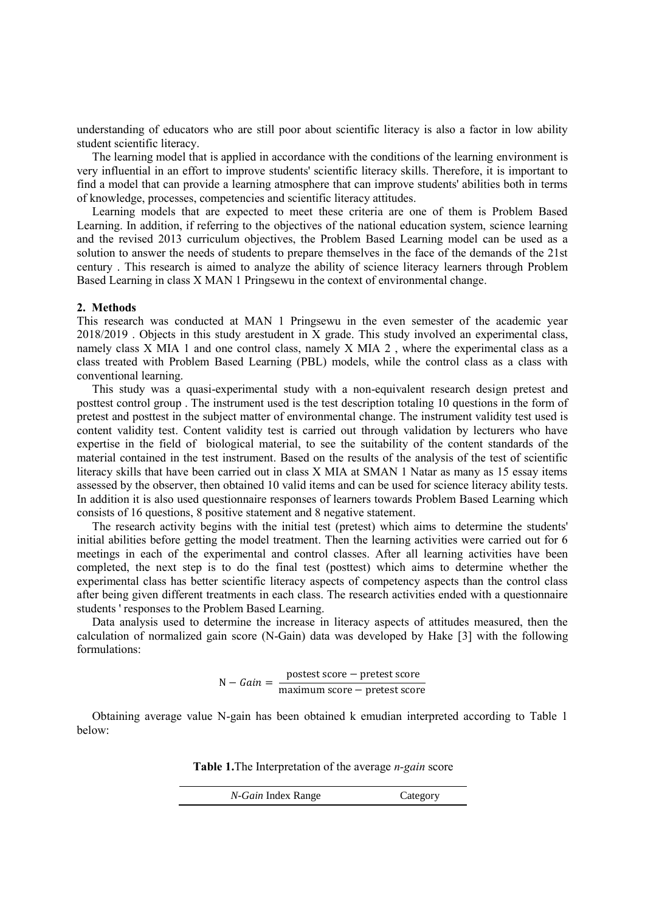understanding of educators who are still poor about scientific literacy is also a factor in low ability student scientific literacy.

The learning model that is applied in accordance with the conditions of the learning environment is very influential in an effort to improve students' scientific literacy skills. Therefore, it is important to find a model that can provide a learning atmosphere that can improve students' abilities both in terms of knowledge, processes, competencies and scientific literacy attitudes.

Learning models that are expected to meet these criteria are one of them is Problem Based Learning. In addition, if referring to the objectives of the national education system, science learning and the revised 2013 curriculum objectives, the Problem Based Learning model can be used as a solution to answer the needs of students to prepare themselves in the face of the demands of the 21st century . This research is aimed to analyze the ability of science literacy learners through Problem Based Learning in class X MAN 1 Pringsewu in the context of environmental change.

## 2. Methods

This research was conducted at MAN 1 Pringsewu in the even semester of the academic year 2018/2019 . Objects in this study arestudent in X grade. This study involved an experimental class, namely class X MIA 1 and one control class, namely X MIA 2 , where the experimental class as a class treated with Problem Based Learning (PBL) models, while the control class as a class with conventional learning.

This study was a quasi-experimental study with a non-equivalent research design pretest and posttest control group . The instrument used is the test description totaling 10 questions in the form of pretest and posttest in the subject matter of environmental change. The instrument validity test used is content validity test. Content validity test is carried out through validation by lecturers who have expertise in the field of biological material, to see the suitability of the content standards of the material contained in the test instrument. Based on the results of the analysis of the test of scientific literacy skills that have been carried out in class X MIA at SMAN 1 Natar as many as 15 essay items assessed by the observer, then obtained 10 valid items and can be used for science literacy ability tests. In addition it is also used questionnaire responses of learners towards Problem Based Learning which consists of 16 questions, 8 positive statement and 8 negative statement.

The research activity begins with the initial test (pretest) which aims to determine the students' initial abilities before getting the model treatment. Then the learning activities were carried out for 6 meetings in each of the experimental and control classes. After all learning activities have been completed, the next step is to do the final test (posttest) which aims to determine whether the experimental class has better scientific literacy aspects of competency aspects than the control class after being given different treatments in each class. The research activities ended with a questionnaire students ' responses to the Problem Based Learning.

Data analysis used to determine the increase in literacy aspects of attitudes measured, then the calculation of normalized gain score (N-Gain) data was developed by Hake [3] with the following formulations:

$$\text{N} - Gain = \frac{\text{postest score} - \text{pretest score}}{\text{maximum score} - \text{pretest score}}$$

Obtaining average value N-gain has been obtained k emudian interpreted according to Table 1 below:

**Table 1.**The Interpretation of the average *n-gain* score

| *N-Gain* Index Range | Category |
|---|---|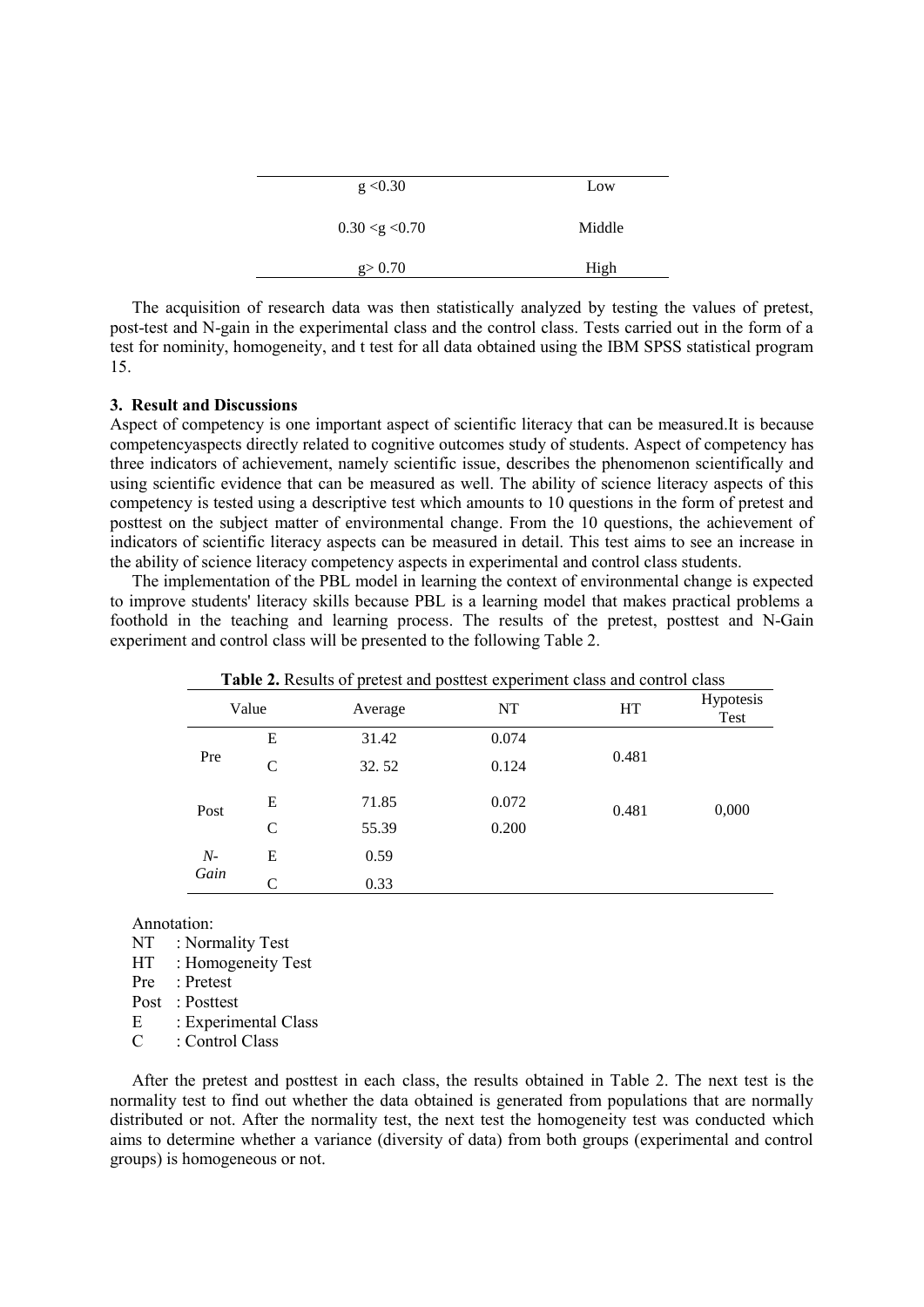| | |
|---|---|
| g <0.30 | Low |
| 0.30 <g <0.70 | Middle |
| g> 0.70 | High |

The acquisition of research data was then statistically analyzed by testing the values of pretest, post-test and N-gain in the experimental class and the control class. Tests carried out in the form of a test for nominity, homogeneity, and t test for all data obtained using the IBM SPSS statistical program 15.

## 3. Result and Discussions

Aspect of competency is one important aspect of scientific literacy that can be measured.It is because competencyaspects directly related to cognitive outcomes study of students. Aspect of competency has three indicators of achievement, namely scientific issue, describes the phenomenon scientifically and using scientific evidence that can be measured as well. The ability of science literacy aspects of this competency is tested using a descriptive test which amounts to 10 questions in the form of pretest and posttest on the subject matter of environmental change. From the 10 questions, the achievement of indicators of scientific literacy aspects can be measured in detail. This test aims to see an increase in the ability of science literacy competency aspects in experimental and control class students.

The implementation of the PBL model in learning the context of environmental change is expected to improve students' literacy skills because PBL is a learning model that makes practical problems a foothold in the teaching and learning process. The results of the pretest, posttest and N-Gain experiment and control class will be presented to the following Table 2.

**Table 2.** Results of pretest and posttest experiment class and control class

| Value | | Average | NT | HT | Hypotesis Test |
|---|---|---|---|---|---|
| Pre | E | 31.42 | 0.074 | 0.481 | |
| | C | 32. 52 | 0.124 | | |
| Post | E | 71.85 | 0.072 | 0.481 | 0,000 |
| | C | 55.39 | 0.200 | | |
| *N-Gain* | E | 0.59 | | | |
| | C | 0.33 | | | |

Annotation:
NT : Normality Test
HT : Homogeneity Test
Pre : Pretest
Post : Posttest
E : Experimental Class
C : Control Class

After the pretest and posttest in each class, the results obtained in Table 2. The next test is the normality test to find out whether the data obtained is generated from populations that are normally distributed or not. After the normality test, the next test the homogeneity test was conducted which aims to determine whether a variance (diversity of data) from both groups (experimental and control groups) is homogeneous or not.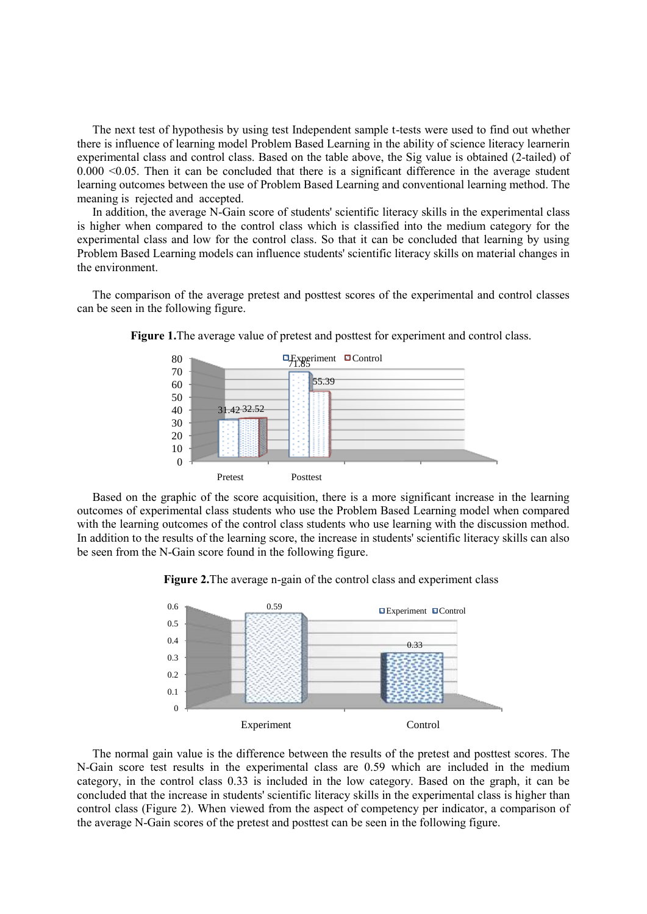The next test of hypothesis by using test Independent sample t-tests were used to find out whether there is influence of learning model Problem Based Learning in the ability of science literacy learnerin experimental class and control class. Based on the table above, the Sig value is obtained (2-tailed) of 0.000 <0.05. Then it can be concluded that there is a significant difference in the average student learning outcomes between the use of Problem Based Learning and conventional learning method. The meaning is rejected and accepted.

In addition, the average N-Gain score of students' scientific literacy skills in the experimental class is higher when compared to the control class which is classified into the medium category for the experimental class and low for the control class. So that it can be concluded that learning by using Problem Based Learning models can influence students' scientific literacy skills on material changes in the environment.

The comparison of the average pretest and posttest scores of the experimental and control classes can be seen in the following figure.

**Figure 1.**The average value of pretest and posttest for experiment and control class.

Experiment Control

80
70
60
50
40
30
20
10
0

31.42 32.52
71.85
55.39

Pretest Posttest

Based on the graphic of the score acquisition, there is a more significant increase in the learning outcomes of experimental class students who use the Problem Based Learning model when compared with the learning outcomes of the control class students who use learning with the discussion method. In addition to the results of the learning score, the increase in students' scientific literacy skills can also be seen from the N-Gain score found in the following figure.

**Figure 2.**The average n-gain of the control class and experiment class

Experiment Control

0.6
0.5
0.4
0.3
0.2
0.1
0

0.59
0.33

Experiment Control

The normal gain value is the difference between the results of the pretest and posttest scores. The N-Gain score test results in the experimental class are 0.59 which are included in the medium category, in the control class 0.33 is included in the low category. Based on the graph, it can be concluded that the increase in students' scientific literacy skills in the experimental class is higher than control class (Figure 2). When viewed from the aspect of competency per indicator, a comparison of the average N-Gain scores of the pretest and posttest can be seen in the following figure.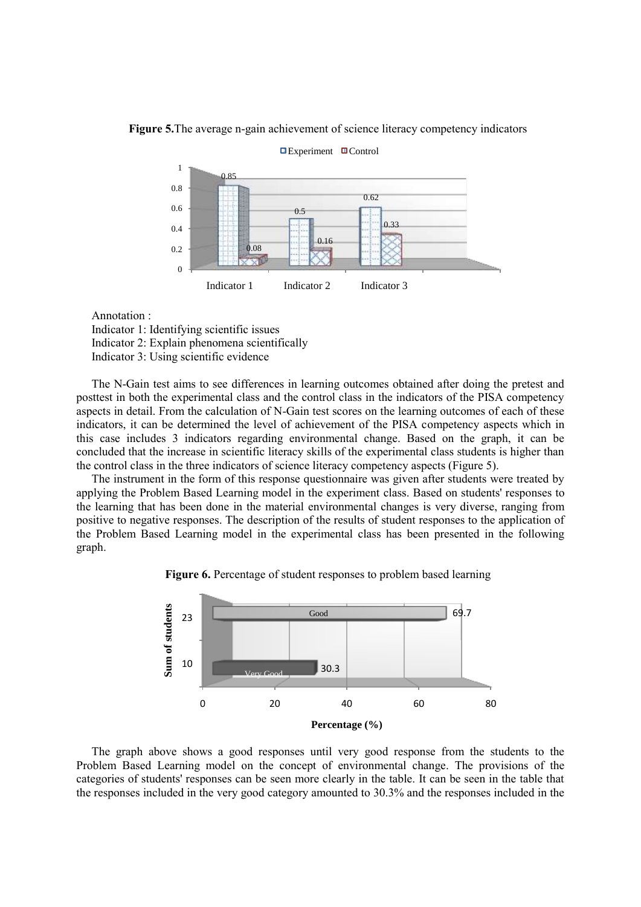**Figure 5.**The average n-gain achievement of science literacy competency indicators

Experiment Control

1
0.8
0.6
0.4
0.2
0

0.85
0.08
0.5
0.16
0.62
0.33

Indicator 1 Indicator 2 Indicator 3

Annotation :
Indicator 1: Identifying scientific issues
Indicator 2: Explain phenomena scientifically
Indicator 3: Using scientific evidence

The N-Gain test aims to see differences in learning outcomes obtained after doing the pretest and posttest in both the experimental class and the control class in the indicators of the PISA competency aspects in detail. From the calculation of N-Gain test scores on the learning outcomes of each of these indicators, it can be determined the level of achievement of the PISA competency aspects which in this case includes 3 indicators regarding environmental change. Based on the graph, it can be concluded that the increase in scientific literacy skills of the experimental class students is higher than the control class in the three indicators of science literacy competency aspects (Figure 5).

The instrument in the form of this response questionnaire was given after students were treated by applying the Problem Based Learning model in the experiment class. Based on students' responses to the learning that has been done in the material environmental changes is very diverse, ranging from positive to negative responses. The description of the results of student responses to the application of the Problem Based Learning model in the experimental class has been presented in the following graph.

**Figure 6.** Percentage of student responses to problem based learning

Sum of students

23
10

Good 69.7
Very Good 30.3

0 20 40 60 80

Percentage (%)

The graph above shows a good responses until very good response from the students to the Problem Based Learning model on the concept of environmental change. The provisions of the categories of students' responses can be seen more clearly in the table. It can be seen in the table that the responses included in the very good category amounted to 30.3% and the responses included in the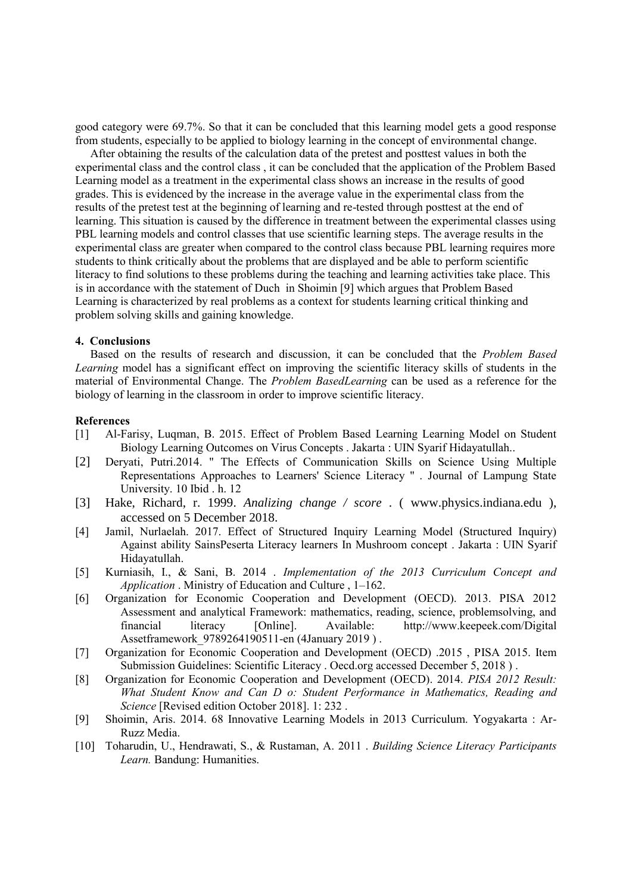good category were 69.7%. So that it can be concluded that this learning model gets a good response from students, especially to be applied to biology learning in the concept of environmental change.

After obtaining the results of the calculation data of the pretest and posttest values in both the experimental class and the control class , it can be concluded that the application of the Problem Based Learning model as a treatment in the experimental class shows an increase in the results of good grades. This is evidenced by the increase in the average value in the experimental class from the results of the pretest test at the beginning of learning and re-tested through posttest at the end of learning. This situation is caused by the difference in treatment between the experimental classes using PBL learning models and control classes that use scientific learning steps. The average results in the experimental class are greater when compared to the control class because PBL learning requires more students to think critically about the problems that are displayed and be able to perform scientific literacy to find solutions to these problems during the teaching and learning activities take place. This is in accordance with the statement of Duch in Shoimin [9] which argues that Problem Based Learning is characterized by real problems as a context for students learning critical thinking and problem solving skills and gaining knowledge.

## 4. Conclusions

Based on the results of research and discussion, it can be concluded that the *Problem Based Learning* model has a significant effect on improving the scientific literacy skills of students in the material of Environmental Change. The *Problem BasedLearning* can be used as a reference for the biology of learning in the classroom in order to improve scientific literacy.

## References

[1] Al-Farisy, Luqman, B. 2015. Effect of Problem Based Learning Learning Model on Student Biology Learning Outcomes on Virus Concepts . Jakarta : UIN Syarif Hidayatullah..

[2] Deryati, Putri.2014. " The Effects of Communication Skills on Science Using Multiple Representations Approaches to Learners' Science Literacy " . Journal of Lampung State University. 10 Ibid . h. 12

[3] Hake, Richard, r. 1999. *Analizing change / score* . ( www.physics.indiana.edu ), accessed on 5 December 2018.

[4] Jamil, Nurlaelah. 2017. Effect of Structured Inquiry Learning Model (Structured Inquiry) Against ability SainsPeserta Literacy learners In Mushroom concept . Jakarta : UIN Syarif Hidayatullah.

[5] Kurniasih, I., & Sani, B. 2014 . *Implementation of the 2013 Curriculum Concept and Application* . Ministry of Education and Culture , 1–162.

[6] Organization for Economic Cooperation and Development (OECD). 2013. PISA 2012 Assessment and analytical Framework: mathematics, reading, science, problemsolving, and financial literacy [Online]. Available: http://www.keepeek.com/Digital Assetframework_9789264190511-en (4January 2019 ) .

[7] Organization for Economic Cooperation and Development (OECD) .2015 , PISA 2015. Item Submission Guidelines: Scientific Literacy . Oecd.org accessed December 5, 2018 ) .

[8] Organization for Economic Cooperation and Development (OECD). 2014. *PISA 2012 Result: What Student Know and Can D o: Student Performance in Mathematics, Reading and Science* [Revised edition October 2018]. 1: 232 .

[9] Shoimin, Aris. 2014. 68 Innovative Learning Models in 2013 Curriculum. Yogyakarta : Ar-Ruzz Media.

[10] Toharudin, U., Hendrawati, S., & Rustaman, A. 2011 . *Building Science Literacy Participants Learn.* Bandung: Humanities.